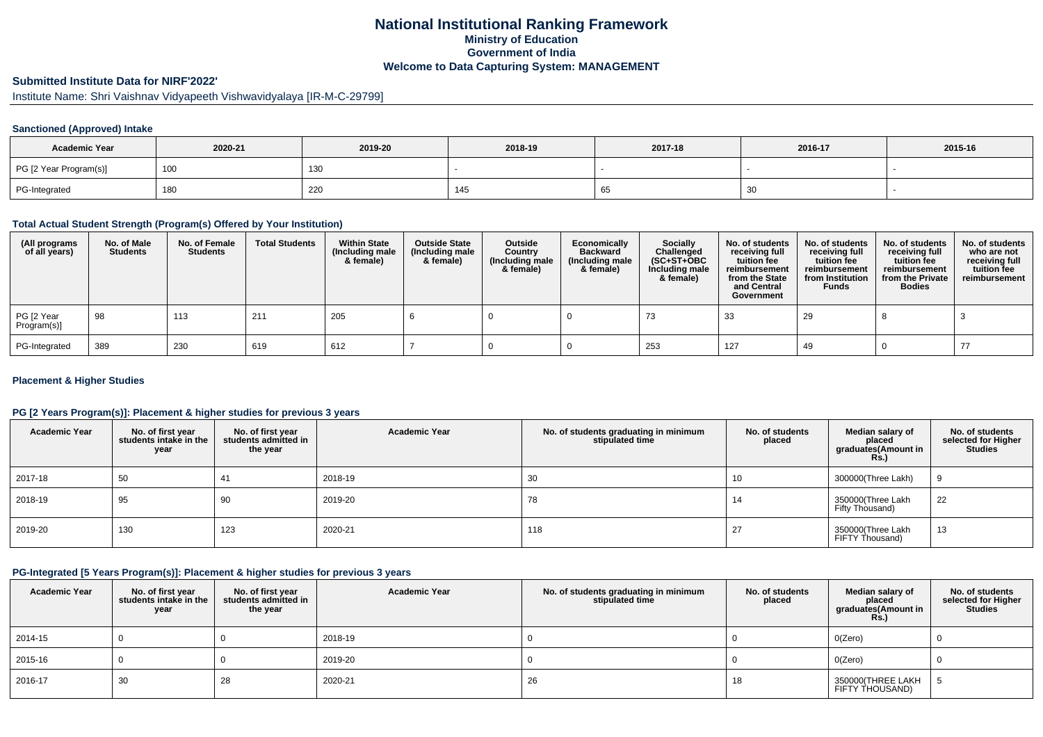# National Institutional Ranking Framework

## Ministry of Education

## Government of India

## Welcome to Data Capturing System: MANAGEMENT

### Submitted Institute Data for NIRF'2022'

Institute Name: Shri Vaishnav Vidyapeeth Vishwavidyalaya [IR-M-C-29799]

### Sanctioned (Approved) Intake

| Academic Year | 2020-21 | 2019-20 | 2018-19 | 2017-18 | 2016-17 | 2015-16 |
|---|---|---|---|---|---|---|
| PG [2 Year Program(s)] | 100 | 130 | - | - | - | - |
| PG-Integrated | 180 | 220 | 145 | 65 | 30 | - |

### Total Actual Student Strength (Program(s) Offered by Your Institution)

| (All programs of all years) | No. of Male Students | No. of Female Students | Total Students | Within State (Including male & female) | Outside State (Including male & female) | Outside Country (Including male & female) | Economically Backward (Including male & female) | Socially Challenged (SC+ST+OBC Including male & female) | No. of students receiving full tuition fee reimbursement from the State and Central Government | No. of students receiving full tuition fee reimbursement from Institution Funds | No. of students receiving full tuition fee reimbursement from the Private Bodies | No. of students who are not receiving full tuition fee reimbursement |
|---|---|---|---|---|---|---|---|---|---|---|---|---|
| PG [2 Year Program(s)] | 98 | 113 | 211 | 205 | 6 | 0 | 0 | 73 | 33 | 29 | 8 | 3 |
| PG-Integrated | 389 | 230 | 619 | 612 | 7 | 0 | 0 | 253 | 127 | 49 | 0 | 77 |

### Placement & Higher Studies

### PG [2 Years Program(s)]: Placement & higher studies for previous 3 years

| Academic Year | No. of first year students intake in the year | No. of first year students admitted in the year | Academic Year | No. of students graduating in minimum stipulated time | No. of students placed | Median salary of placed graduates(Amount in Rs.) | No. of students selected for Higher Studies |
|---|---|---|---|---|---|---|---|
| 2017-18 | 50 | 41 | 2018-19 | 30 | 10 | 300000(Three Lakh) | 9 |
| 2018-19 | 95 | 90 | 2019-20 | 78 | 14 | 350000(Three Lakh Fifty Thousand) | 22 |
| 2019-20 | 130 | 123 | 2020-21 | 118 | 27 | 350000(Three Lakh FIFTY Thousand) | 13 |

### PG-Integrated [5 Years Program(s)]: Placement & higher studies for previous 3 years

| Academic Year | No. of first year students intake in the year | No. of first year students admitted in the year | Academic Year | No. of students graduating in minimum stipulated time | No. of students placed | Median salary of placed graduates(Amount in Rs.) | No. of students selected for Higher Studies |
|---|---|---|---|---|---|---|---|
| 2014-15 | 0 | 0 | 2018-19 | 0 | 0 | 0(Zero) | 0 |
| 2015-16 | 0 | 0 | 2019-20 | 0 | 0 | 0(Zero) | 0 |
| 2016-17 | 30 | 28 | 2020-21 | 26 | 18 | 350000(THREE LAKH FIFTY THOUSAND) | 5 |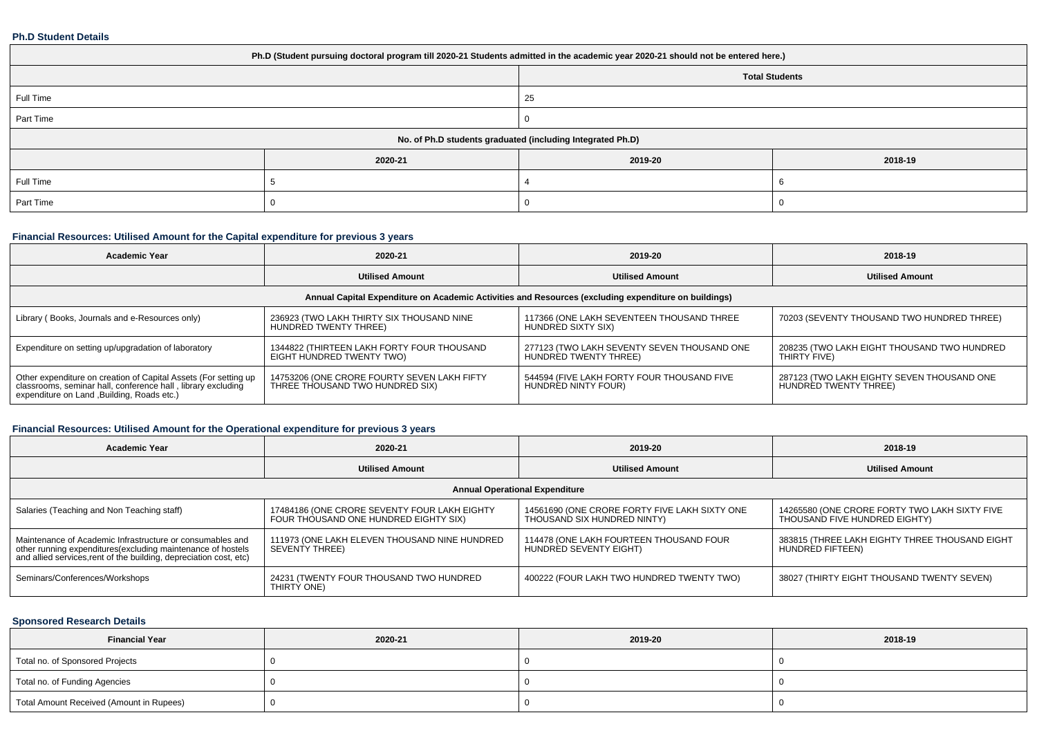### Ph.D Student Details

| Ph.D (Student pursuing doctoral program till 2020-21 Students admitted in the academic year 2020-21 should not be entered here.) | | | |
|---|---|---|---|
| | | Total Students | |
| Full Time | | 25 | |
| Part Time | | 0 | |
| No. of Ph.D students graduated (including Integrated Ph.D) | | | |
| | 2020-21 | 2019-20 | 2018-19 |
| Full Time | 5 | 4 | 6 |
| Part Time | 0 | 0 | 0 |

### Financial Resources: Utilised Amount for the Capital expenditure for previous 3 years

| Academic Year | 2020-21 | 2019-20 | 2018-19 |
|---|---|---|---|
| | Utilised Amount | Utilised Amount | Utilised Amount |
| Annual Capital Expenditure on Academic Activities and Resources (excluding expenditure on buildings) | | | |
| Library ( Books, Journals and e-Resources only) | 236923 (TWO LAKH THIRTY SIX THOUSAND NINE HUNDRED TWENTY THREE) | 117366 (ONE LAKH SEVENTEEN THOUSAND THREE HUNDRED SIXTY SIX) | 70203 (SEVENTY THOUSAND TWO HUNDRED THREE) |
| Expenditure on setting up/upgradation of laboratory | 1344822 (THIRTEEN LAKH FORTY FOUR THOUSAND EIGHT HUNDRED TWENTY TWO) | 277123 (TWO LAKH SEVENTY SEVEN THOUSAND ONE HUNDRED TWENTY THREE) | 208235 (TWO LAKH EIGHT THOUSAND TWO HUNDRED THIRTY FIVE) |
| Other expenditure on creation of Capital Assets (For setting up classrooms, seminar hall, conference hall , library excluding expenditure on Land ,Building, Roads etc.) | 14753206 (ONE CRORE FOURTY SEVEN LAKH FIFTY THREE THOUSAND TWO HUNDRED SIX) | 544594 (FIVE LAKH FORTY FOUR THOUSAND FIVE HUNDRED NINTY FOUR) | 287123 (TWO LAKH EIGHTY SEVEN THOUSAND ONE HUNDRED TWENTY THREE) |

### Financial Resources: Utilised Amount for the Operational expenditure for previous 3 years

| Academic Year | 2020-21 | 2019-20 | 2018-19 |
|---|---|---|---|
| | Utilised Amount | Utilised Amount | Utilised Amount |
| Annual Operational Expenditure | | | |
| Salaries (Teaching and Non Teaching staff) | 17484186 (ONE CRORE SEVENTY FOUR LAKH EIGHTY FOUR THOUSAND ONE HUNDRED EIGHTY SIX) | 14561690 (ONE CRORE FORTY FIVE LAKH SIXTY ONE THOUSAND SIX HUNDRED NINTY) | 14265580 (ONE CRORE FORTY TWO LAKH SIXTY FIVE THOUSAND FIVE HUNDRED EIGHTY) |
| Maintenance of Academic Infrastructure or consumables and other running expenditures(excluding maintenance of hostels and allied services,rent of the building, depreciation cost, etc) | 111973 (ONE LAKH ELEVEN THOUSAND NINE HUNDRED SEVENTY THREE) | 114478 (ONE LAKH FOURTEEN THOUSAND FOUR HUNDRED SEVENTY EIGHT) | 383815 (THREE LAKH EIGHTY THREE THOUSAND EIGHT HUNDRED FIFTEEN) |
| Seminars/Conferences/Workshops | 24231 (TWENTY FOUR THOUSAND TWO HUNDRED THIRTY ONE) | 400222 (FOUR LAKH TWO HUNDRED TWENTY TWO) | 38027 (THIRTY EIGHT THOUSAND TWENTY SEVEN) |

### Sponsored Research Details

| Financial Year | 2020-21 | 2019-20 | 2018-19 |
|---|---|---|---|
| Total no. of Sponsored Projects | 0 | 0 | 0 |
| Total no. of Funding Agencies | 0 | 0 | 0 |
| Total Amount Received (Amount in Rupees) | 0 | 0 | 0 |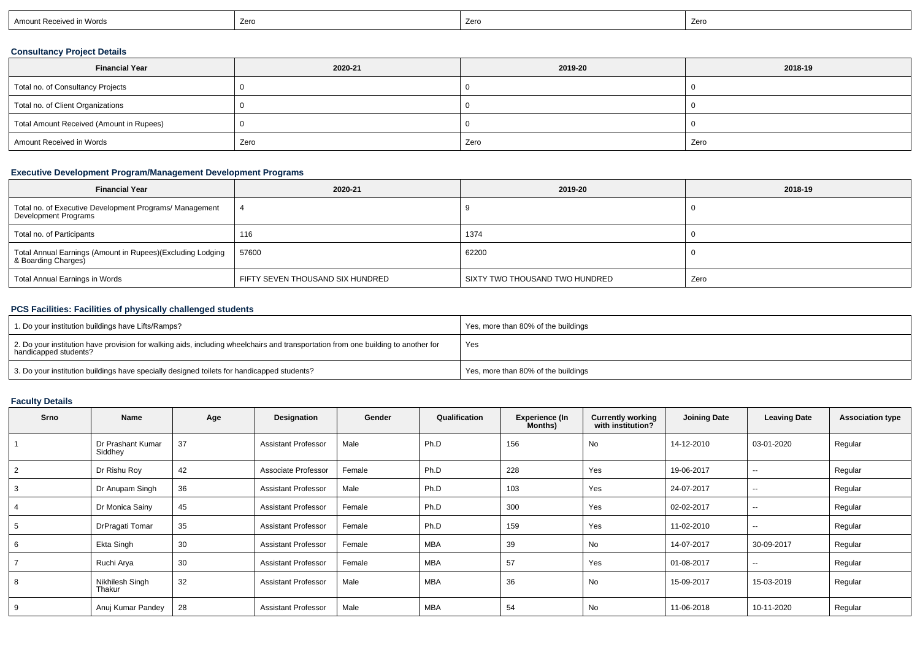| Amount Received in Words | Zero | Zero | Zero |
|---|---|---|---|

### Consultancy Project Details

| Financial Year | 2020-21 | 2019-20 | 2018-19 |
|---|---|---|---|
| Total no. of Consultancy Projects | 0 | 0 | 0 |
| Total no. of Client Organizations | 0 | 0 | 0 |
| Total Amount Received (Amount in Rupees) | 0 | 0 | 0 |
| Amount Received in Words | Zero | Zero | Zero |

### Executive Development Program/Management Development Programs

| Financial Year | 2020-21 | 2019-20 | 2018-19 |
|---|---|---|---|
| Total no. of Executive Development Programs/ Management Development Programs | 4 | 9 | 0 |
| Total no. of Participants | 116 | 1374 | 0 |
| Total Annual Earnings (Amount in Rupees)(Excluding Lodging & Boarding Charges) | 57600 | 62200 | 0 |
| Total Annual Earnings in Words | FIFTY SEVEN THOUSAND SIX HUNDRED | SIXTY TWO THOUSAND TWO HUNDRED | Zero |

### PCS Facilities: Facilities of physically challenged students

| | |
|---|---|
| 1. Do your institution buildings have Lifts/Ramps? | Yes, more than 80% of the buildings |
| 2. Do your institution have provision for walking aids, including wheelchairs and transportation from one building to another for handicapped students? | Yes |
| 3. Do your institution buildings have specially designed toilets for handicapped students? | Yes, more than 80% of the buildings |

### Faculty Details

| Srno | Name | Age | Designation | Gender | Qualification | Experience (In Months) | Currently working with institution? | Joining Date | Leaving Date | Association type |
|---|---|---|---|---|---|---|---|---|---|---|
| 1 | Dr Prashant Kumar Siddhey | 37 | Assistant Professor | Male | Ph.D | 156 | No | 14-12-2010 | 03-01-2020 | Regular |
| 2 | Dr Rishu Roy | 42 | Associate Professor | Female | Ph.D | 228 | Yes | 19-06-2017 | -- | Regular |
| 3 | Dr Anupam Singh | 36 | Assistant Professor | Male | Ph.D | 103 | Yes | 24-07-2017 | -- | Regular |
| 4 | Dr Monica Sainy | 45 | Assistant Professor | Female | Ph.D | 300 | Yes | 02-02-2017 | -- | Regular |
| 5 | DrPragati Tomar | 35 | Assistant Professor | Female | Ph.D | 159 | Yes | 11-02-2010 | -- | Regular |
| 6 | Ekta Singh | 30 | Assistant Professor | Female | MBA | 39 | No | 14-07-2017 | 30-09-2017 | Regular |
| 7 | Ruchi Arya | 30 | Assistant Professor | Female | MBA | 57 | Yes | 01-08-2017 | -- | Regular |
| 8 | Nikhilesh Singh Thakur | 32 | Assistant Professor | Male | MBA | 36 | No | 15-09-2017 | 15-03-2019 | Regular |
| 9 | Anuj Kumar Pandey | 28 | Assistant Professor | Male | MBA | 54 | No | 11-06-2018 | 10-11-2020 | Regular |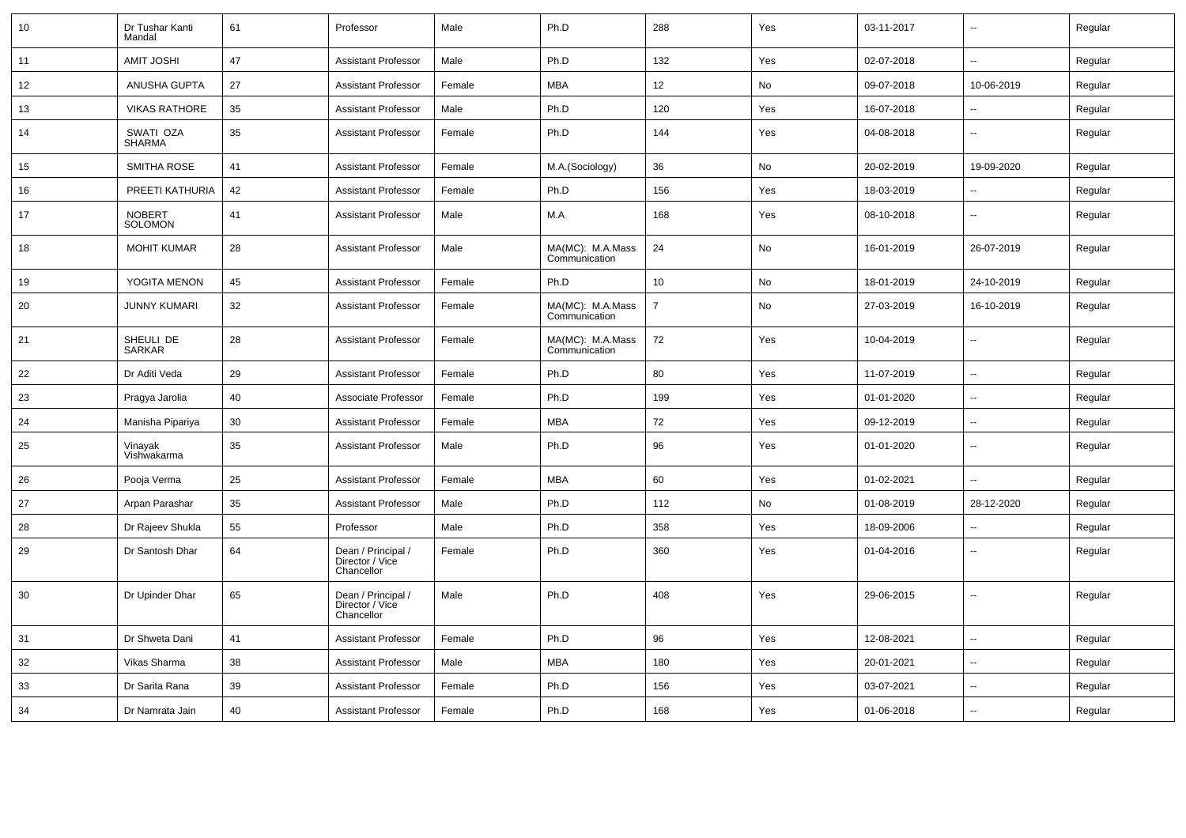| | | | | | | | | | | |
|---|---|---|---|---|---|---|---|---|---|---|
| 10 | Dr Tushar Kanti Mandal | 61 | Professor | Male | Ph.D | 288 | Yes | 03-11-2017 | -- | Regular |
| 11 | AMIT JOSHI | 47 | Assistant Professor | Male | Ph.D | 132 | Yes | 02-07-2018 | -- | Regular |
| 12 | ANUSHA GUPTA | 27 | Assistant Professor | Female | MBA | 12 | No | 09-07-2018 | 10-06-2019 | Regular |
| 13 | VIKAS RATHORE | 35 | Assistant Professor | Male | Ph.D | 120 | Yes | 16-07-2018 | -- | Regular |
| 14 | SWATI OZA SHARMA | 35 | Assistant Professor | Female | Ph.D | 144 | Yes | 04-08-2018 | -- | Regular |
| 15 | SMITHA ROSE | 41 | Assistant Professor | Female | M.A.(Sociology) | 36 | No | 20-02-2019 | 19-09-2020 | Regular |
| 16 | PREETI KATHURIA | 42 | Assistant Professor | Female | Ph.D | 156 | Yes | 18-03-2019 | -- | Regular |
| 17 | NOBERT SOLOMON | 41 | Assistant Professor | Male | M.A | 168 | Yes | 08-10-2018 | -- | Regular |
| 18 | MOHIT KUMAR | 28 | Assistant Professor | Male | MA(MC): M.A.Mass Communication | 24 | No | 16-01-2019 | 26-07-2019 | Regular |
| 19 | YOGITA MENON | 45 | Assistant Professor | Female | Ph.D | 10 | No | 18-01-2019 | 24-10-2019 | Regular |
| 20 | JUNNY KUMARI | 32 | Assistant Professor | Female | MA(MC): M.A.Mass Communication | 7 | No | 27-03-2019 | 16-10-2019 | Regular |
| 21 | SHEULI DE SARKAR | 28 | Assistant Professor | Female | MA(MC): M.A.Mass Communication | 72 | Yes | 10-04-2019 | -- | Regular |
| 22 | Dr Aditi Veda | 29 | Assistant Professor | Female | Ph.D | 80 | Yes | 11-07-2019 | -- | Regular |
| 23 | Pragya Jarolia | 40 | Associate Professor | Female | Ph.D | 199 | Yes | 01-01-2020 | -- | Regular |
| 24 | Manisha Pipariya | 30 | Assistant Professor | Female | MBA | 72 | Yes | 09-12-2019 | -- | Regular |
| 25 | Vinayak Vishwakarma | 35 | Assistant Professor | Male | Ph.D | 96 | Yes | 01-01-2020 | -- | Regular |
| 26 | Pooja Verma | 25 | Assistant Professor | Female | MBA | 60 | Yes | 01-02-2021 | -- | Regular |
| 27 | Arpan Parashar | 35 | Assistant Professor | Male | Ph.D | 112 | No | 01-08-2019 | 28-12-2020 | Regular |
| 28 | Dr Rajeev Shukla | 55 | Professor | Male | Ph.D | 358 | Yes | 18-09-2006 | -- | Regular |
| 29 | Dr Santosh Dhar | 64 | Dean / Principal / Director / Vice Chancellor | Female | Ph.D | 360 | Yes | 01-04-2016 | -- | Regular |
| 30 | Dr Upinder Dhar | 65 | Dean / Principal / Director / Vice Chancellor | Male | Ph.D | 408 | Yes | 29-06-2015 | -- | Regular |
| 31 | Dr Shweta Dani | 41 | Assistant Professor | Female | Ph.D | 96 | Yes | 12-08-2021 | -- | Regular |
| 32 | Vikas Sharma | 38 | Assistant Professor | Male | MBA | 180 | Yes | 20-01-2021 | -- | Regular |
| 33 | Dr Sarita Rana | 39 | Assistant Professor | Female | Ph.D | 156 | Yes | 03-07-2021 | -- | Regular |
| 34 | Dr Namrata Jain | 40 | Assistant Professor | Female | Ph.D | 168 | Yes | 01-06-2018 | -- | Regular |